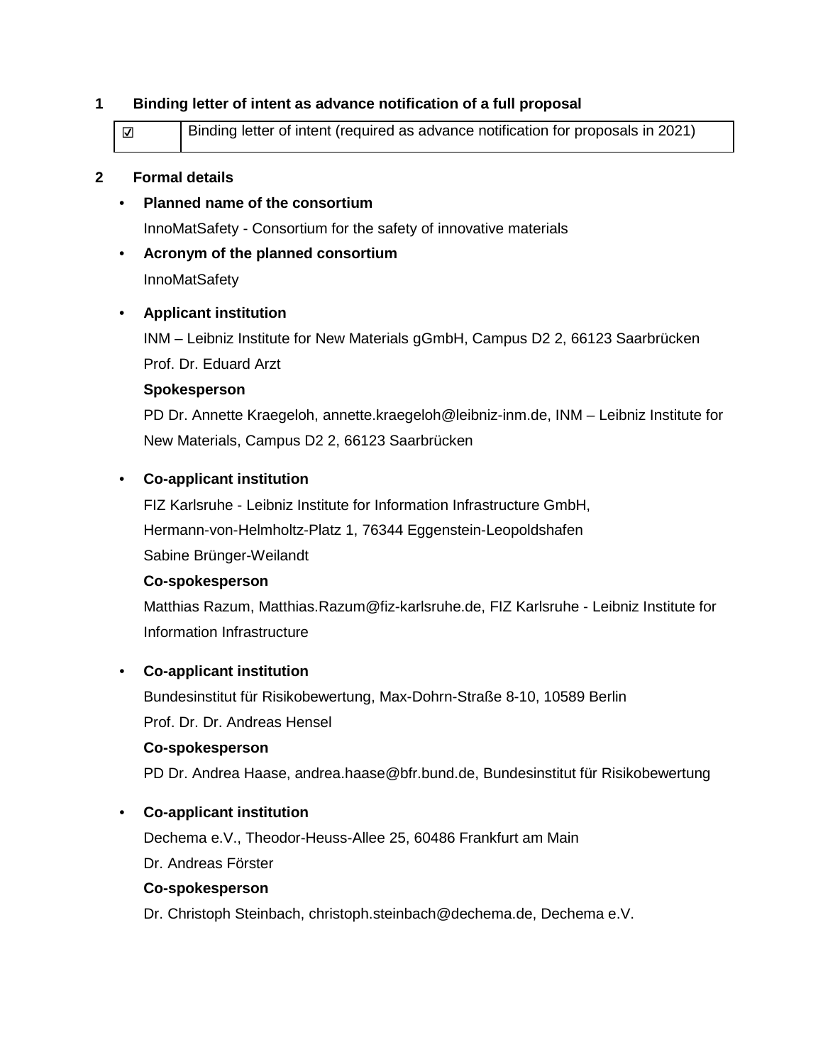## 1 Binding letter of intent as advance notification of a full proposal

| ☑ | Binding letter of intent (required as advance notification for proposals in 2021) |
|---|---|

## 2 Formal details

- **Planned name of the consortium**

  InnoMatSafety - Consortium for the safety of innovative materials

- **Acronym of the planned consortium**

  InnoMatSafety

- **Applicant institution**

  INM – Leibniz Institute for New Materials gGmbH, Campus D2 2, 66123 Saarbrücken

  Prof. Dr. Eduard Arzt

  **Spokesperson**

  PD Dr. Annette Kraegeloh, annette.kraegeloh@leibniz-inm.de, INM – Leibniz Institute for New Materials, Campus D2 2, 66123 Saarbrücken

- **Co-applicant institution**

  FIZ Karlsruhe - Leibniz Institute for Information Infrastructure GmbH, Hermann-von-Helmholtz-Platz 1, 76344 Eggenstein-Leopoldshafen

  Sabine Brünger-Weilandt

  **Co-spokesperson**

  Matthias Razum, Matthias.Razum@fiz-karlsruhe.de, FIZ Karlsruhe - Leibniz Institute for Information Infrastructure

- **Co-applicant institution**

  Bundesinstitut für Risikobewertung, Max-Dohrn-Straße 8-10, 10589 Berlin

  Prof. Dr. Dr. Andreas Hensel

  **Co-spokesperson**

  PD Dr. Andrea Haase, andrea.haase@bfr.bund.de, Bundesinstitut für Risikobewertung

- **Co-applicant institution**

  Dechema e.V., Theodor-Heuss-Allee 25, 60486 Frankfurt am Main

  Dr. Andreas Förster

  **Co-spokesperson**

  Dr. Christoph Steinbach, christoph.steinbach@dechema.de, Dechema e.V.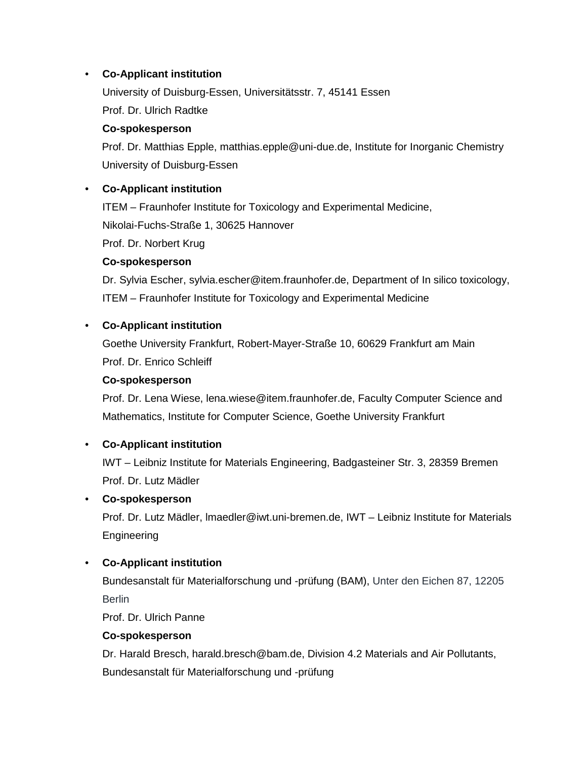- **Co-Applicant institution**

  University of Duisburg-Essen, Universitätsstr. 7, 45141 Essen

  Prof. Dr. Ulrich Radtke

  **Co-spokesperson**

  Prof. Dr. Matthias Epple, matthias.epple@uni-due.de, Institute for Inorganic Chemistry University of Duisburg-Essen

- **Co-Applicant institution**

  ITEM – Fraunhofer Institute for Toxicology and Experimental Medicine,

  Nikolai-Fuchs-Straße 1, 30625 Hannover

  Prof. Dr. Norbert Krug

  **Co-spokesperson**

  Dr. Sylvia Escher, sylvia.escher@item.fraunhofer.de, Department of In silico toxicology, ITEM – Fraunhofer Institute for Toxicology and Experimental Medicine

- **Co-Applicant institution**

  Goethe University Frankfurt, Robert-Mayer-Straße 10, 60629 Frankfurt am Main

  Prof. Dr. Enrico Schleiff

  **Co-spokesperson**

  Prof. Dr. Lena Wiese, lena.wiese@item.fraunhofer.de, Faculty Computer Science and Mathematics, Institute for Computer Science, Goethe University Frankfurt

- **Co-Applicant institution**

  IWT – Leibniz Institute for Materials Engineering, Badgasteiner Str. 3, 28359 Bremen

  Prof. Dr. Lutz Mädler

- **Co-spokesperson**

  Prof. Dr. Lutz Mädler, lmaedler@iwt.uni-bremen.de, IWT – Leibniz Institute for Materials Engineering

- **Co-Applicant institution**

  Bundesanstalt für Materialforschung und -prüfung (BAM), Unter den Eichen 87, 12205 Berlin

  Prof. Dr. Ulrich Panne

  **Co-spokesperson**

  Dr. Harald Bresch, harald.bresch@bam.de, Division 4.2 Materials and Air Pollutants, Bundesanstalt für Materialforschung und -prüfung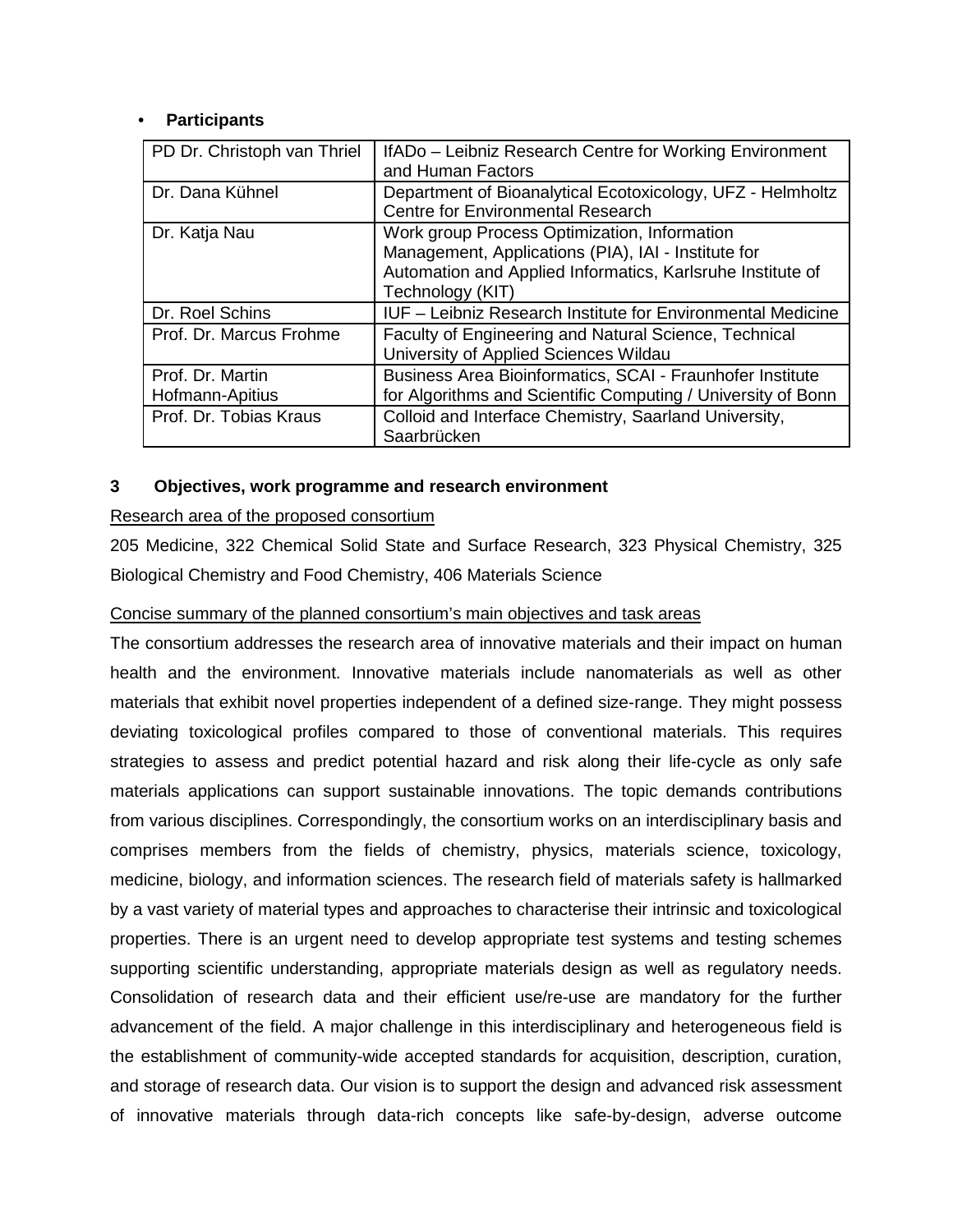- **Participants**

| | |
|---|---|
| PD Dr. Christoph van Thriel | IfADo – Leibniz Research Centre for Working Environment and Human Factors |
| Dr. Dana Kühnel | Department of Bioanalytical Ecotoxicology, UFZ - Helmholtz Centre for Environmental Research |
| Dr. Katja Nau | Work group Process Optimization, Information Management, Applications (PIA), IAI - Institute for Automation and Applied Informatics, Karlsruhe Institute of Technology (KIT) |
| Dr. Roel Schins | IUF – Leibniz Research Institute for Environmental Medicine |
| Prof. Dr. Marcus Frohme | Faculty of Engineering and Natural Science, Technical University of Applied Sciences Wildau |
| Prof. Dr. Martin Hofmann-Apitius | Business Area Bioinformatics, SCAI - Fraunhofer Institute for Algorithms and Scientific Computing / University of Bonn |
| Prof. Dr. Tobias Kraus | Colloid and Interface Chemistry, Saarland University, Saarbrücken |

## 3 Objectives, work programme and research environment

Research area of the proposed consortium

205 Medicine, 322 Chemical Solid State and Surface Research, 323 Physical Chemistry, 325 Biological Chemistry and Food Chemistry, 406 Materials Science

Concise summary of the planned consortium's main objectives and task areas

The consortium addresses the research area of innovative materials and their impact on human health and the environment. Innovative materials include nanomaterials as well as other materials that exhibit novel properties independent of a defined size-range. They might possess deviating toxicological profiles compared to those of conventional materials. This requires strategies to assess and predict potential hazard and risk along their life-cycle as only safe materials applications can support sustainable innovations. The topic demands contributions from various disciplines. Correspondingly, the consortium works on an interdisciplinary basis and comprises members from the fields of chemistry, physics, materials science, toxicology, medicine, biology, and information sciences. The research field of materials safety is hallmarked by a vast variety of material types and approaches to characterise their intrinsic and toxicological properties. There is an urgent need to develop appropriate test systems and testing schemes supporting scientific understanding, appropriate materials design as well as regulatory needs. Consolidation of research data and their efficient use/re-use are mandatory for the further advancement of the field. A major challenge in this interdisciplinary and heterogeneous field is the establishment of community-wide accepted standards for acquisition, description, curation, and storage of research data. Our vision is to support the design and advanced risk assessment of innovative materials through data-rich concepts like safe-by-design, adverse outcome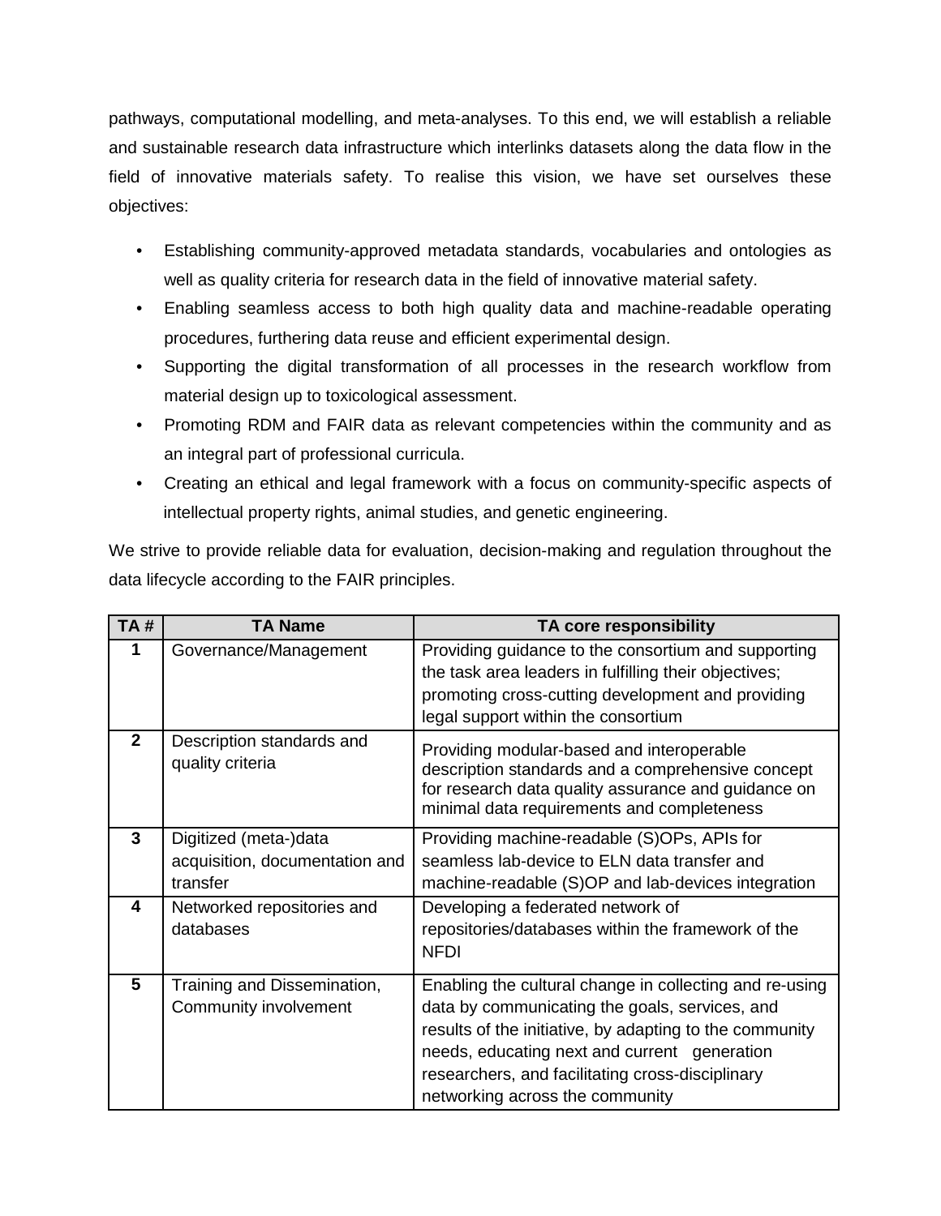pathways, computational modelling, and meta-analyses. To this end, we will establish a reliable and sustainable research data infrastructure which interlinks datasets along the data flow in the field of innovative materials safety. To realise this vision, we have set ourselves these objectives:

- Establishing community-approved metadata standards, vocabularies and ontologies as well as quality criteria for research data in the field of innovative material safety.
- Enabling seamless access to both high quality data and machine-readable operating procedures, furthering data reuse and efficient experimental design.
- Supporting the digital transformation of all processes in the research workflow from material design up to toxicological assessment.
- Promoting RDM and FAIR data as relevant competencies within the community and as an integral part of professional curricula.
- Creating an ethical and legal framework with a focus on community-specific aspects of intellectual property rights, animal studies, and genetic engineering.

We strive to provide reliable data for evaluation, decision-making and regulation throughout the data lifecycle according to the FAIR principles.

| TA # | TA Name | TA core responsibility |
|---|---|---|
| 1 | Governance/Management | Providing guidance to the consortium and supporting the task area leaders in fulfilling their objectives; promoting cross-cutting development and providing legal support within the consortium |
| 2 | Description standards and quality criteria | Providing modular-based and interoperable description standards and a comprehensive concept for research data quality assurance and guidance on minimal data requirements and completeness |
| 3 | Digitized (meta-)data acquisition, documentation and transfer | Providing machine-readable (S)OPs, APIs for seamless lab-device to ELN data transfer and machine-readable (S)OP and lab-devices integration |
| 4 | Networked repositories and databases | Developing a federated network of repositories/databases within the framework of the NFDI |
| 5 | Training and Dissemination, Community involvement | Enabling the cultural change in collecting and re-using data by communicating the goals, services, and results of the initiative, by adapting to the community needs, educating next and current generation researchers, and facilitating cross-disciplinary networking across the community |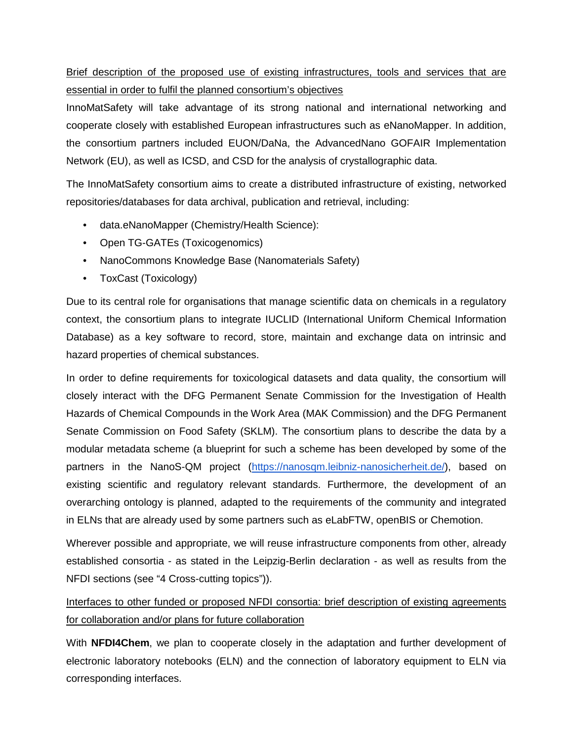Brief description of the proposed use of existing infrastructures, tools and services that are essential in order to fulfil the planned consortium's objectives

InnoMatSafety will take advantage of its strong national and international networking and cooperate closely with established European infrastructures such as eNanoMapper. In addition, the consortium partners included EUON/DaNa, the AdvancedNano GOFAIR Implementation Network (EU), as well as ICSD, and CSD for the analysis of crystallographic data.

The InnoMatSafety consortium aims to create a distributed infrastructure of existing, networked repositories/databases for data archival, publication and retrieval, including:

- data.eNanoMapper (Chemistry/Health Science):
- Open TG-GATEs (Toxicogenomics)
- NanoCommons Knowledge Base (Nanomaterials Safety)
- ToxCast (Toxicology)

Due to its central role for organisations that manage scientific data on chemicals in a regulatory context, the consortium plans to integrate IUCLID (International Uniform Chemical Information Database) as a key software to record, store, maintain and exchange data on intrinsic and hazard properties of chemical substances.

In order to define requirements for toxicological datasets and data quality, the consortium will closely interact with the DFG Permanent Senate Commission for the Investigation of Health Hazards of Chemical Compounds in the Work Area (MAK Commission) and the DFG Permanent Senate Commission on Food Safety (SKLM). The consortium plans to describe the data by a modular metadata scheme (a blueprint for such a scheme has been developed by some of the partners in the NanoS-QM project (https://nanosqm.leibniz-nanosicherheit.de/), based on existing scientific and regulatory relevant standards. Furthermore, the development of an overarching ontology is planned, adapted to the requirements of the community and integrated in ELNs that are already used by some partners such as eLabFTW, openBIS or Chemotion.

Wherever possible and appropriate, we will reuse infrastructure components from other, already established consortia - as stated in the Leipzig-Berlin declaration - as well as results from the NFDI sections (see "4 Cross-cutting topics")).

Interfaces to other funded or proposed NFDI consortia: brief description of existing agreements for collaboration and/or plans for future collaboration

With **NFDI4Chem**, we plan to cooperate closely in the adaptation and further development of electronic laboratory notebooks (ELN) and the connection of laboratory equipment to ELN via corresponding interfaces.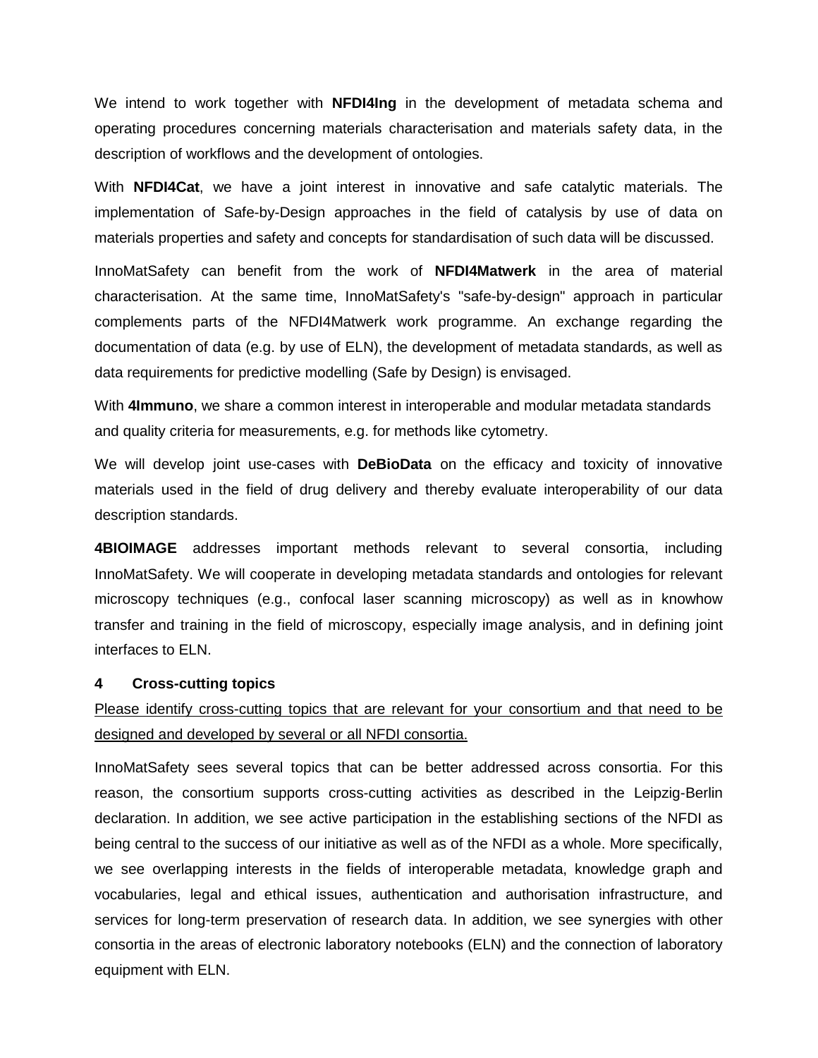We intend to work together with **NFDI4Ing** in the development of metadata schema and operating procedures concerning materials characterisation and materials safety data, in the description of workflows and the development of ontologies.

With **NFDI4Cat**, we have a joint interest in innovative and safe catalytic materials. The implementation of Safe-by-Design approaches in the field of catalysis by use of data on materials properties and safety and concepts for standardisation of such data will be discussed.

InnoMatSafety can benefit from the work of **NFDI4Matwerk** in the area of material characterisation. At the same time, InnoMatSafety's "safe-by-design" approach in particular complements parts of the NFDI4Matwerk work programme. An exchange regarding the documentation of data (e.g. by use of ELN), the development of metadata standards, as well as data requirements for predictive modelling (Safe by Design) is envisaged.

With **4Immuno**, we share a common interest in interoperable and modular metadata standards and quality criteria for measurements, e.g. for methods like cytometry.

We will develop joint use-cases with **DeBioData** on the efficacy and toxicity of innovative materials used in the field of drug delivery and thereby evaluate interoperability of our data description standards.

**4BIOIMAGE** addresses important methods relevant to several consortia, including InnoMatSafety. We will cooperate in developing metadata standards and ontologies for relevant microscopy techniques (e.g., confocal laser scanning microscopy) as well as in knowhow transfer and training in the field of microscopy, especially image analysis, and in defining joint interfaces to ELN.

## 4 Cross-cutting topics

<u>Please identify cross-cutting topics that are relevant for your consortium and that need to be designed and developed by several or all NFDI consortia.</u>

InnoMatSafety sees several topics that can be better addressed across consortia. For this reason, the consortium supports cross-cutting activities as described in the Leipzig-Berlin declaration. In addition, we see active participation in the establishing sections of the NFDI as being central to the success of our initiative as well as of the NFDI as a whole. More specifically, we see overlapping interests in the fields of interoperable metadata, knowledge graph and vocabularies, legal and ethical issues, authentication and authorisation infrastructure, and services for long-term preservation of research data. In addition, we see synergies with other consortia in the areas of electronic laboratory notebooks (ELN) and the connection of laboratory equipment with ELN.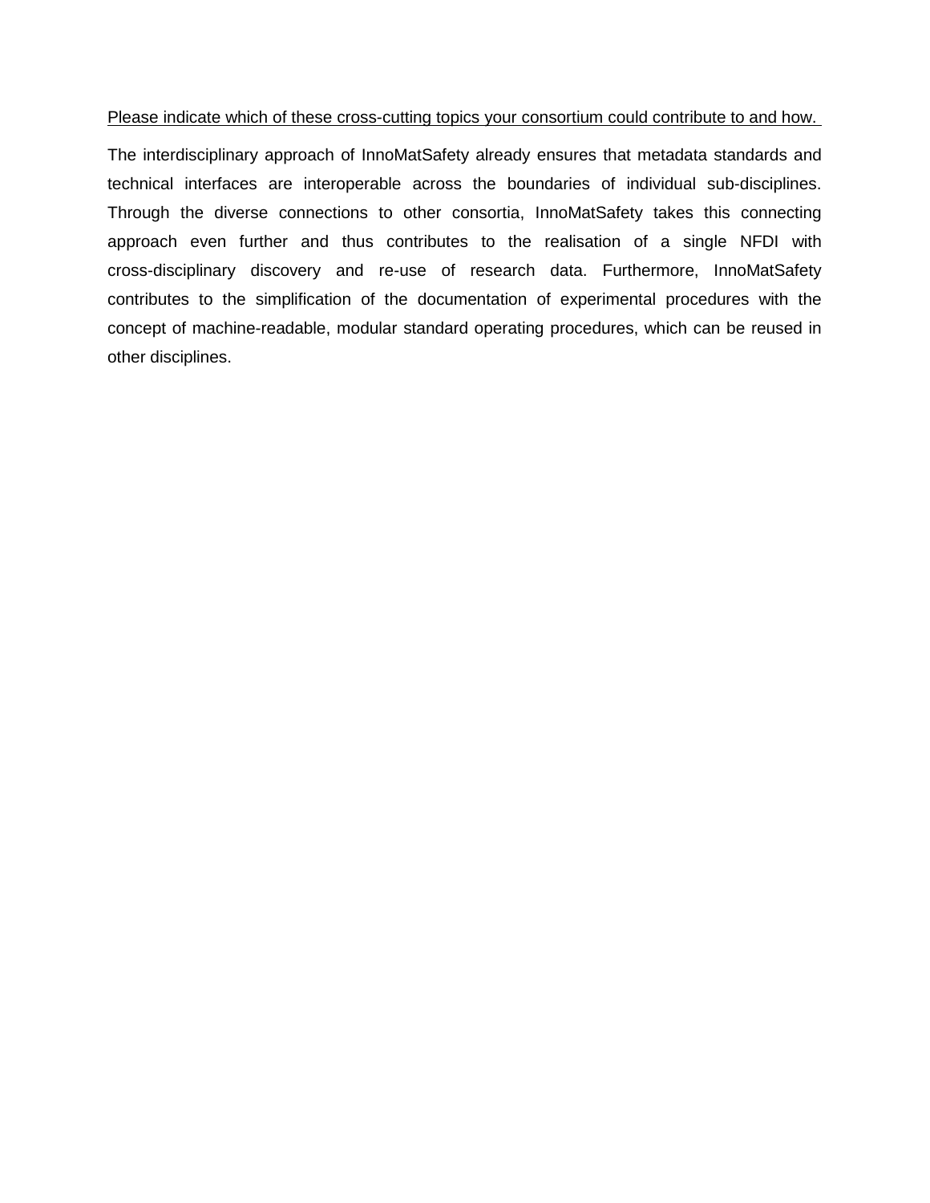<u>Please indicate which of these cross-cutting topics your consortium could contribute to and how.</u>

The interdisciplinary approach of InnoMatSafety already ensures that metadata standards and technical interfaces are interoperable across the boundaries of individual sub-disciplines. Through the diverse connections to other consortia, InnoMatSafety takes this connecting approach even further and thus contributes to the realisation of a single NFDI with cross-disciplinary discovery and re-use of research data. Furthermore, InnoMatSafety contributes to the simplification of the documentation of experimental procedures with the concept of machine-readable, modular standard operating procedures, which can be reused in other disciplines.